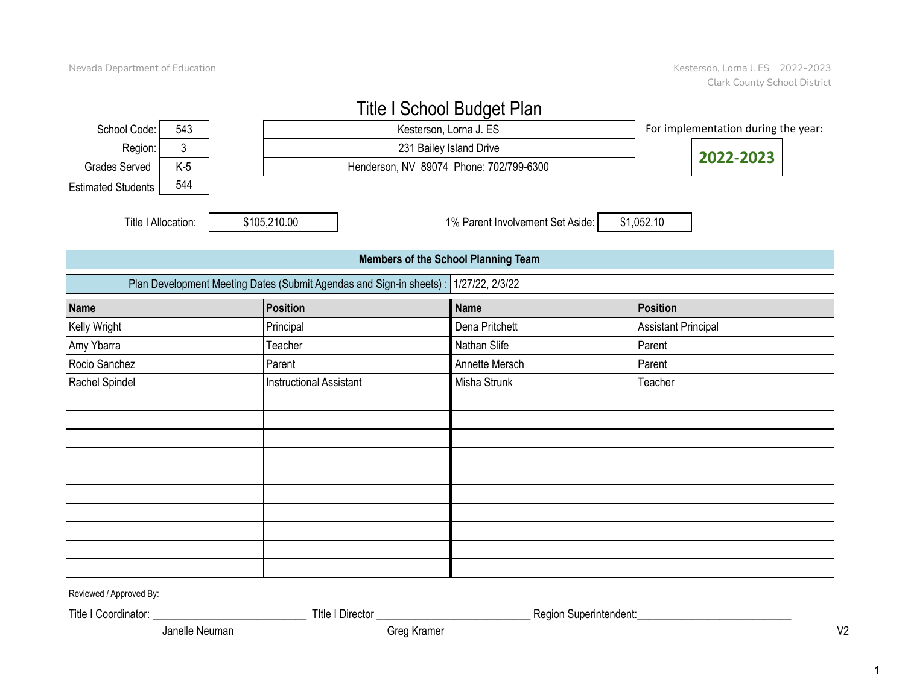# Title I School Budget Plan

| | |
|---|---|
| School Code: | 543 |
| Region: | 3 |
| Grades Served | K-5 |
| Estimated Students | 544 |

Kesterson, Lorna J. ES
231 Bailey Island Drive
Henderson, NV 89074 Phone: 702/799-6300

For implementation during the year: **2022-2023**

Title I Allocation: $105,210.00

1% Parent Involvement Set Aside: $1,052.10

## Members of the School Planning Team

Plan Development Meeting Dates (Submit Agendas and Sign-in sheets) : 1/27/22, 2/3/22

| Name | Position | Name | Position |
|---|---|---|---|
| Kelly Wright | Principal | Dena Pritchett | Assistant Principal |
| Amy Ybarra | Teacher | Nathan Slife | Parent |
| Rocio Sanchez | Parent | Annette Mersch | Parent |
| Rachel Spindel | Instructional Assistant | Misha Strunk | Teacher |
| | | | |
| | | | |
| | | | |
| | | | |
| | | | |
| | | | |
| | | | |
| | | | |
| | | | |
| | | | |

Reviewed / Approved By:

Title I Coordinator: ____________________________ TItle I Director ____________________________ Region Superintendent:____________________________

Janelle Neuman     Greg Kramer

V2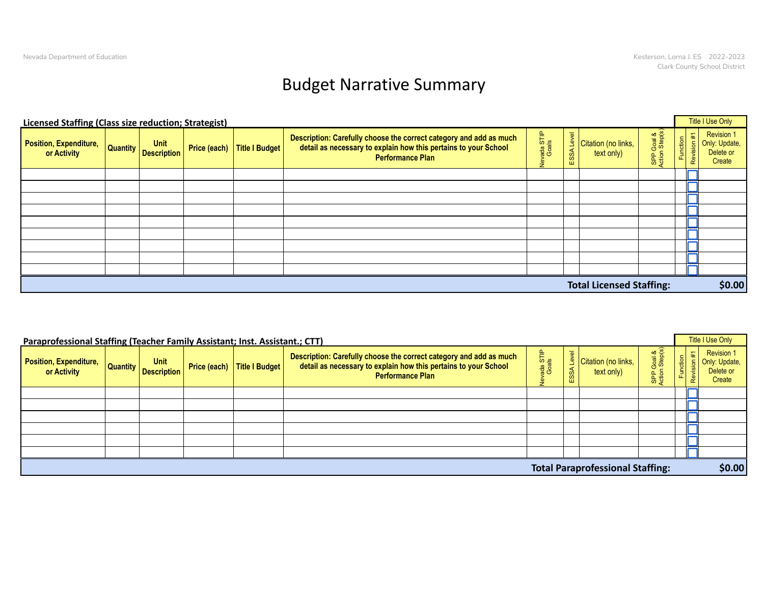# Budget Narrative Summary

**Licensed Staffing (Class size reduction; Strategist)**

| Position, Expenditure, or Activity | Quantity | Unit Description | Price (each) | Title I Budget | Description: Carefully choose the correct category and add as much detail as necessary to explain how this pertains to your School Performance Plan | Nevada STIP Goals | ESSA Level | Citation (no links, text only) | SPP Goal & Action Step(s) | Function | Revision #1 | Revision 1 Only: Update, Delete or Create |
|---|---|---|---|---|---|---|---|---|---|---|---|---|
| | | | | | | | | | | | ☐ | |
| | | | | | | | | | | | ☐ | |
| | | | | | | | | | | | ☐ | |
| | | | | | | | | | | | ☐ | |
| | | | | | | | | | | | ☐ | |
| | | | | | | | | | | | ☐ | |
| | | | | | | | | | | | ☐ | |
| | | | | | | | | | | | ☐ | |
| | | | | | | | | | | | ☐ | |
| **Total Licensed Staffing:** | | | | | | | | | | | | **$0.00** |

Title I Use Only: Function, Revision #1, Revision 1 Only: Update, Delete or Create

**Paraprofessional Staffing (Teacher Family Assistant; Inst. Assistant.; CTT)**

| Position, Expenditure, or Activity | Quantity | Unit Description | Price (each) | Title I Budget | Description: Carefully choose the correct category and add as much detail as necessary to explain how this pertains to your School Performance Plan | Nevada STIP Goals | ESSA Level | Citation (no links, text only) | SPP Goal & Action Step(s) | Function | Revision #1 | Revision 1 Only: Update, Delete or Create |
|---|---|---|---|---|---|---|---|---|---|---|---|---|
| | | | | | | | | | | | ☐ | |
| | | | | | | | | | | | ☐ | |
| | | | | | | | | | | | ☐ | |
| | | | | | | | | | | | ☐ | |
| | | | | | | | | | | | ☐ | |
| | | | | | | | | | | | ☐ | |
| **Total Paraprofessional Staffing:** | | | | | | | | | | | | **$0.00** |

Title I Use Only: Function, Revision #1, Revision 1 Only: Update, Delete or Create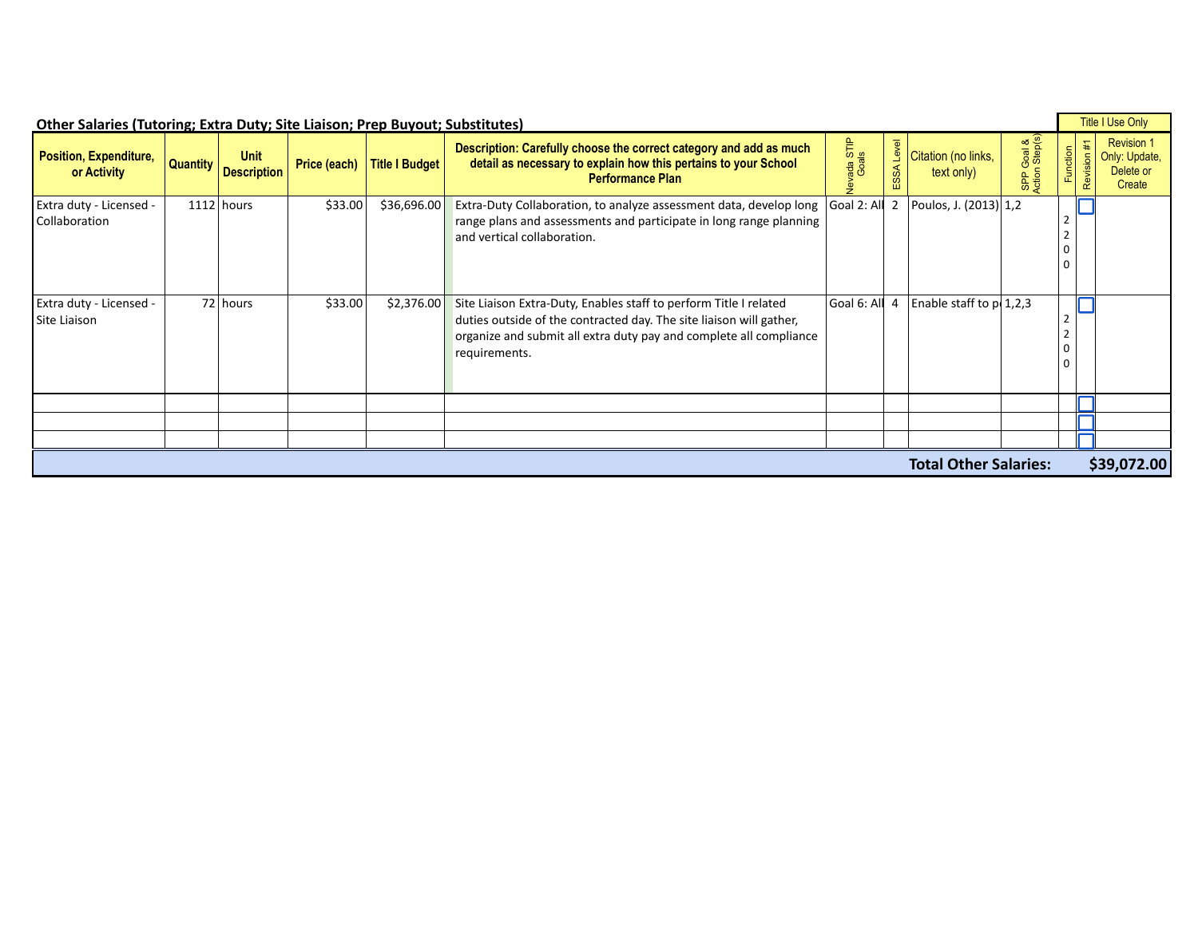## Other Salaries (Tutoring; Extra Duty; Site Liaison; Prep Buyout; Substitutes)

| Position, Expenditure, or Activity | Quantity | Unit Description | Price (each) | Title I Budget | Description: Carefully choose the correct category and add as much detail as necessary to explain how this pertains to your School Performance Plan | Nevada STIP Goals | ESSA Level | Citation (no links, text only) | SPP Goal & Action Step(s) | Function | Revision #1 | Revision 1 Only: Update, Delete or Create |
|---|---|---|---|---|---|---|---|---|---|---|---|---|
| Extra duty - Licensed - Collaboration | 1112 | hours | $33.00 | $36,696.00 | Extra-Duty Collaboration, to analyze assessment data, develop long range plans and assessments and participate in long range planning and vertical collaboration. | Goal 2: All | 2 | Poulos, J. (2013) | 1,2 | 2200 | ☐ | |
| Extra duty - Licensed - Site Liaison | 72 | hours | $33.00 | $2,376.00 | Site Liaison Extra-Duty, Enables staff to perform Title I related duties outside of the contracted day. The site liaison will gather, organize and submit all extra duty pay and complete all compliance requirements. | Goal 6: All | 4 | Enable staff to p | 1,2,3 | 2200 | ☐ | |
| | | | | | | | | | | | ☐ | |
| | | | | | | | | | | | ☐ | |
| | | | | | | | | | | | ☐ | |
| | | | | | | | | **Total Other Salaries:** | | | | **$39,072.00** |

Title I Use Only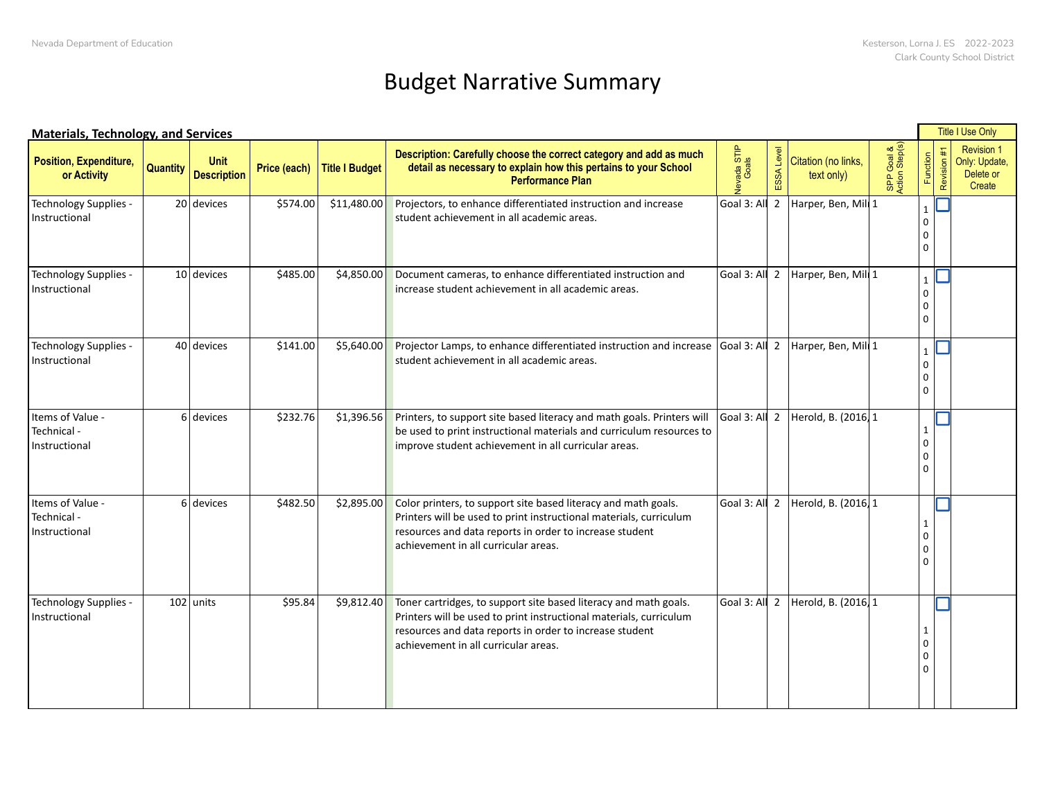# Budget Narrative Summary

## Materials, Technology, and Services

| Position, Expenditure, or Activity | Quantity | Unit Description | Price (each) | Title I Budget | Description: Carefully choose the correct category and add as much detail as necessary to explain how this pertains to your School Performance Plan | Nevada STIP Goals | ESSA Level | Citation (no links, text only) | SPP Goal & Action Step(s) | Function (Title I Use Only) | Revision #1 (Title I Use Only) | Revision 1 Only: Update, Delete or Create (Title I Use Only) |
|---|---|---|---|---|---|---|---|---|---|---|---|---|
| Technology Supplies - Instructional | 20 | devices | $574.00 | $11,480.00 | Projectors, to enhance differentiated instruction and increase student achievement in all academic areas. | Goal 3: All | 2 | Harper, Ben, Mil | 1 | 1000 | ☐ | |
| Technology Supplies - Instructional | 10 | devices | $485.00 | $4,850.00 | Document cameras, to enhance differentiated instruction and increase student achievement in all academic areas. | Goal 3: All | 2 | Harper, Ben, Mil | 1 | 1000 | ☐ | |
| Technology Supplies - Instructional | 40 | devices | $141.00 | $5,640.00 | Projector Lamps, to enhance differentiated instruction and increase student achievement in all academic areas. | Goal 3: All | 2 | Harper, Ben, Mil | 1 | 1000 | ☐ | |
| Items of Value - Technical - Instructional | 6 | devices | $232.76 | $1,396.56 | Printers, to support site based literacy and math goals. Printers will be used to print instructional materials and curriculum resources to improve student achievement in all curricular areas. | Goal 3: All | 2 | Herold, B. (2016, | 1 | 1000 | ☐ | |
| Items of Value - Technical - Instructional | 6 | devices | $482.50 | $2,895.00 | Color printers, to support site based literacy and math goals. Printers will be used to print instructional materials, curriculum resources and data reports in order to increase student achievement in all curricular areas. | Goal 3: All | 2 | Herold, B. (2016, | 1 | 1000 | ☐ | |
| Technology Supplies - Instructional | 102 | units | $95.84 | $9,812.40 | Toner cartridges, to support site based literacy and math goals. Printers will be used to print instructional materials, curriculum resources and data reports in order to increase student achievement in all curricular areas. | Goal 3: All | 2 | Herold, B. (2016, | 1 | 1000 | ☐ | |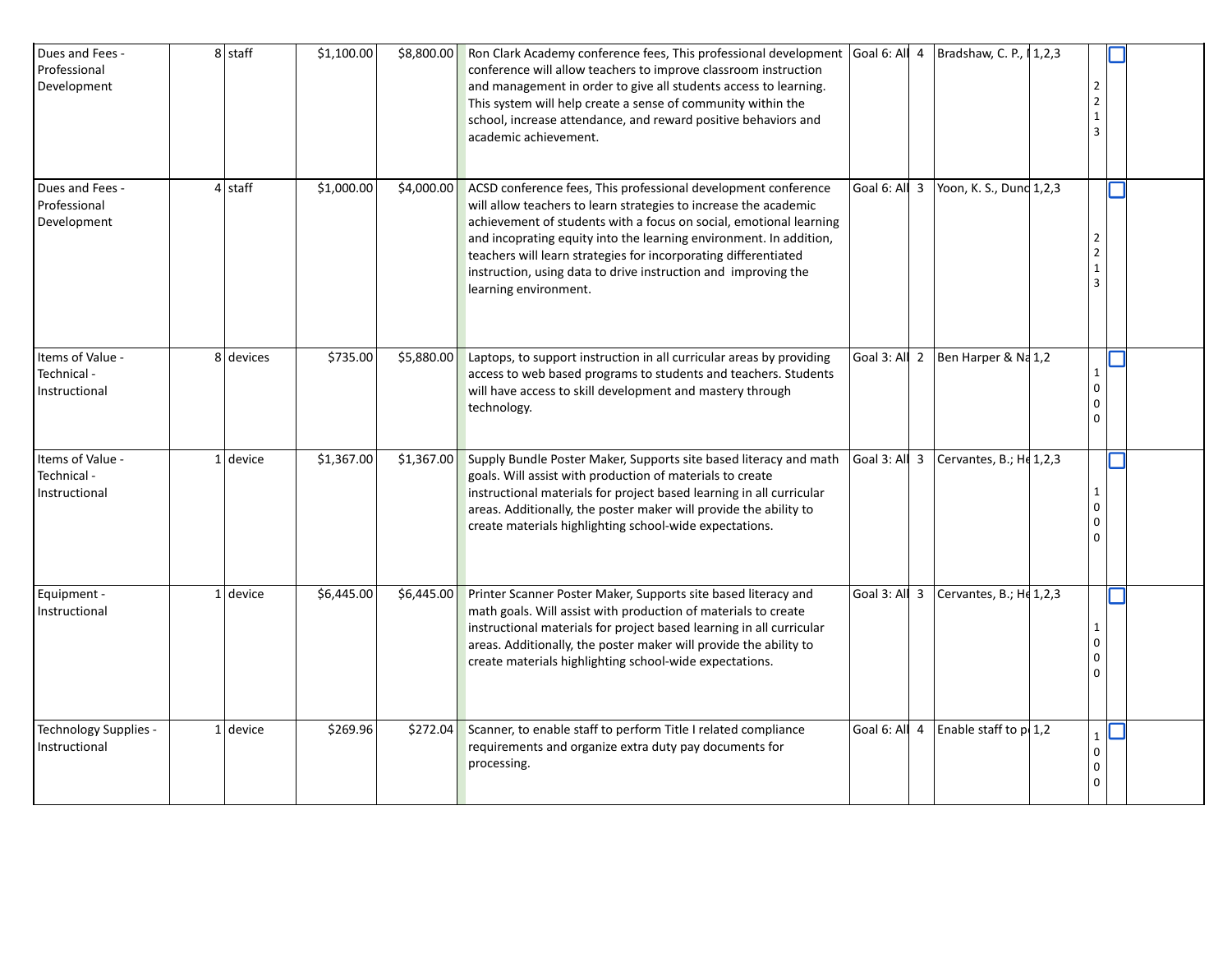| | | | | | | | | | | | | |
|---|---|---|---|---|---|---|---|---|---|---|---|---|
| Dues and Fees - Professional Development | 8 | staff | $1,100.00 | $8,800.00 | Ron Clark Academy conference fees, This professional development conference will allow teachers to improve classroom instruction and management in order to give all students access to learning. This system will help create a sense of community within the school, increase attendance, and reward positive behaviors and academic achievement. | Goal 6: All | 4 | Bradshaw, C. P., I | 1,2,3 | 2213 | ☐ | |
| Dues and Fees - Professional Development | 4 | staff | $1,000.00 | $4,000.00 | ACSD conference fees, This professional development conference will allow teachers to learn strategies to increase the academic achievement of students with a focus on social, emotional learning and incoprating equity into the learning environment. In addition, teachers will learn strategies for incorporating differentiated instruction, using data to drive instruction and improving the learning environment. | Goal 6: All | 3 | Yoon, K. S., Dunc | 1,2,3 | 2213 | ☐ | |
| Items of Value - Technical - Instructional | 8 | devices | $735.00 | $5,880.00 | Laptops, to support instruction in all curricular areas by providing access to web based programs to students and teachers. Students will have access to skill development and mastery through technology. | Goal 3: All | 2 | Ben Harper & Na | 1,2 | 1000 | ☐ | |
| Items of Value - Technical - Instructional | 1 | device | $1,367.00 | $1,367.00 | Supply Bundle Poster Maker, Supports site based literacy and math goals. Will assist with production of materials to create instructional materials for project based learning in all curricular areas. Additionally, the poster maker will provide the ability to create materials highlighting school-wide expectations. | Goal 3: All | 3 | Cervantes, B.; He | 1,2,3 | 1000 | ☐ | |
| Equipment - Instructional | 1 | device | $6,445.00 | $6,445.00 | Printer Scanner Poster Maker, Supports site based literacy and math goals. Will assist with production of materials to create instructional materials for project based learning in all curricular areas. Additionally, the poster maker will provide the ability to create materials highlighting school-wide expectations. | Goal 3: All | 3 | Cervantes, B.; He | 1,2,3 | 1000 | ☐ | |
| Technology Supplies - Instructional | 1 | device | $269.96 | $272.04 | Scanner, to enable staff to perform Title I related compliance requirements and organize extra duty pay documents for processing. | Goal 6: All | 4 | Enable staff to p | 1,2 | 1000 | ☐ | |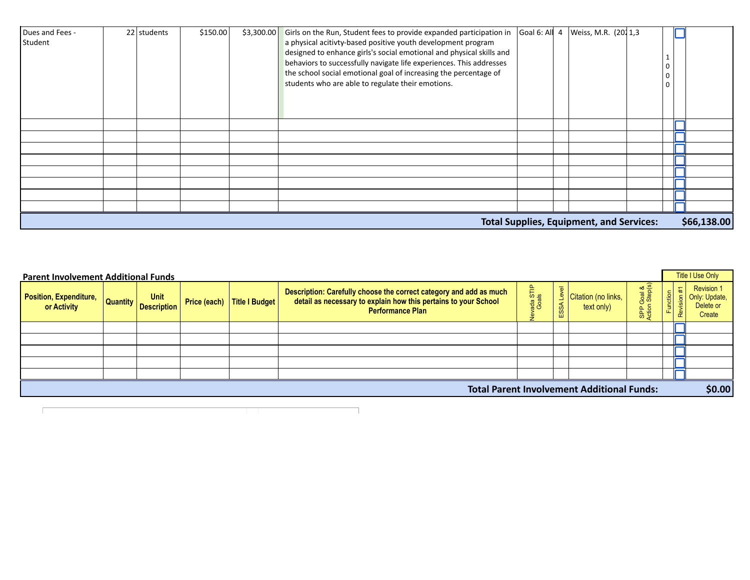| Dues and Fees - Student | 22 | students | $150.00 | $3,300.00 | Girls on the Run, Student fees to provide expanded participation in a physical acitivty-based positive youth development program designed to enhance girls's social emotional and physical skills and behaviors to successfully navigate life experiences. This addresses the school social emotional goal of increasing the percentage of students who are able to regulate their emotions. | Goal 6: All | 4 | Weiss, M.R. (20: | 1,3 | 1000 | ☐ | |
|---|---|---|---|---|---|---|---|---|---|---|---|---|
| | | | | | | | | | | | ☐ | |
| | | | | | | | | | | | ☐ | |
| | | | | | | | | | | | ☐ | |
| | | | | | | | | | | | ☐ | |
| | | | | | | | | | | | ☐ | |
| | | | | | | | | | | | ☐ | |
| | | | | | | | | | | | ☐ | |
| | | | | | | | | | | | ☐ | |

**Total Supplies, Equipment, and Services: $66,138.00**

## Parent Involvement Additional Funds

| Position, Expenditure, or Activity | Quantity | Unit Description | Price (each) | Title I Budget | Description: Carefully choose the correct category and add as much detail as necessary to explain how this pertains to your School Performance Plan | Nevada STIP Goals | ESSA Level | Citation (no links, text only) | SPP Goal & Action Step(s) | Function | Revision #1 (Title I Use Only) | Revision 1 Only: Update, Delete or Create (Title I Use Only) |
|---|---|---|---|---|---|---|---|---|---|---|---|---|
| | | | | | | | | | | | ☐ | |
| | | | | | | | | | | | ☐ | |
| | | | | | | | | | | | ☐ | |
| | | | | | | | | | | | ☐ | |
| | | | | | | | | | | | ☐ | |

**Total Parent Involvement Additional Funds: $0.00**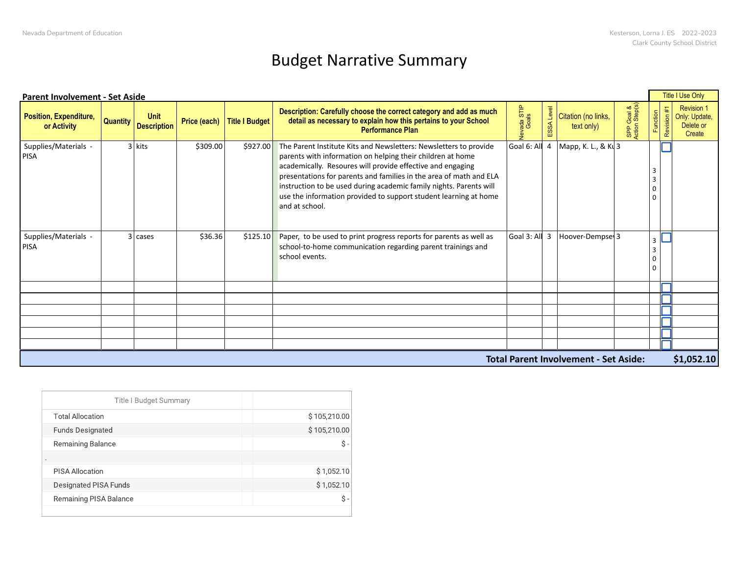# Budget Narrative Summary

**Parent Involvement - Set Aside**

| Position, Expenditure, or Activity | Quantity | Unit Description | Price (each) | Title I Budget | Description: Carefully choose the correct category and add as much detail as necessary to explain how this pertains to your School Performance Plan | Nevada STIP Goals | ESSA Level | Citation (no links, text only) | SPP Goal & Action Step(s) | Function | Revision #1 | Revision 1 Only: Update, Delete or Create |
|---|---|---|---|---|---|---|---|---|---|---|---|---|
| Supplies/Materials - PISA | 3 | kits | $309.00 | $927.00 | The Parent Institute Kits and Newsletters: Newsletters to provide parents with information on helping their children at home academically. Resoures will provide effective and engaging presentations for parents and families in the area of math and ELA instruction to be used during academic family nights. Parents will use the information provided to support student learning at home and at school. | Goal 6: All | 4 | Mapp, K. L., & Ku | 3 | 3300 | ☐ | |
| Supplies/Materials - PISA | 3 | cases | $36.36 | $125.10 | Paper, to be used to print progress reports for parents as well as school-to-home communication regarding parent trainings and school events. | Goal 3: All | 3 | Hoover-Dempse | 3 | 3300 | ☐ | |
| | | | | | | | | | | | ☐ | |
| | | | | | | | | | | | ☐ | |
| | | | | | | | | | | | ☐ | |
| | | | | | | | | | | | ☐ | |
| | | | | | | | | | | | ☐ | |
| | | | | | | | | | | | ☐ | |

**Total Parent Involvement - Set Aside: $1,052.10**

| Title I Budget Summary | |
|---|---|
| Total Allocation | $ 105,210.00 |
| Funds Designated | $ 105,210.00 |
| Remaining Balance | $ - |
| . | |
| PISA Allocation | $ 1,052.10 |
| Designated PISA Funds | $ 1,052.10 |
| Remaining PISA Balance | $ - |